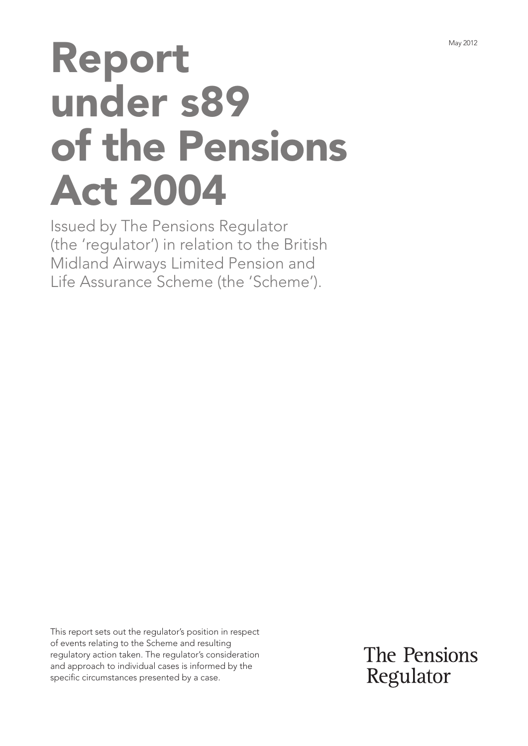May 2012

# Report under s89 of the Pensions Act 2004

Issued by The Pensions Regulator (the 'regulator') in relation to the British Midland Airways Limited Pension and Life Assurance Scheme (the 'Scheme').

This report sets out the regulator's position in respect of events relating to the Scheme and resulting regulatory action taken. The regulator's consideration and approach to individual cases is informed by the specific circumstances presented by a case.

The Pensions Regulator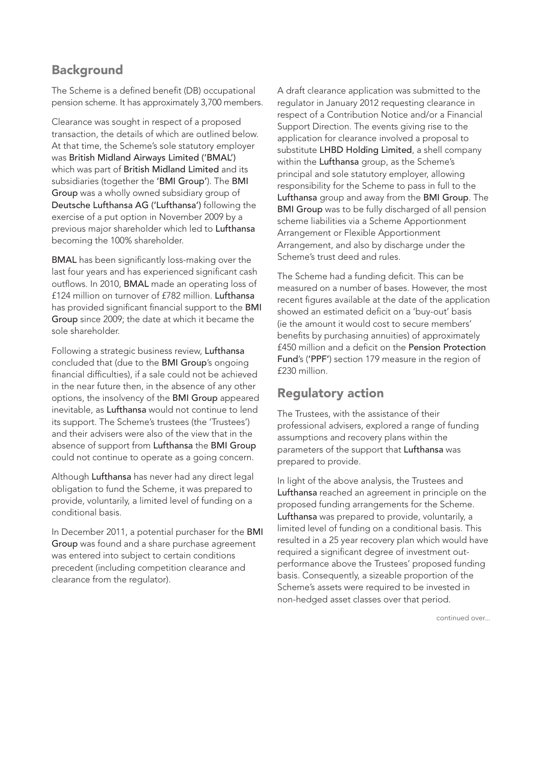## Background

The Scheme is a defined benefit (DB) occupational pension scheme. It has approximately 3,700 members.

Clearance was sought in respect of a proposed transaction, the details of which are outlined below. At that time, the Scheme's sole statutory employer was British Midland Airways Limited ('BMAL') which was part of British Midland Limited and its subsidiaries (together the 'BMI Group'). The BMI Group was a wholly owned subsidiary group of Deutsche Lufthansa AG ('Lufthansa') following the exercise of a put option in November 2009 by a previous major shareholder which led to Lufthansa becoming the 100% shareholder.

BMAL has been significantly loss-making over the last four years and has experienced significant cash outflows. In 2010, BMAL made an operating loss of £124 million on turnover of £782 million. Lufthansa has provided significant financial support to the BMI Group since 2009; the date at which it became the sole shareholder.

Following a strategic business review, Lufthansa concluded that (due to the BMI Group's ongoing financial difficulties), if a sale could not be achieved in the near future then, in the absence of any other options, the insolvency of the BMI Group appeared inevitable, as Lufthansa would not continue to lend its support. The Scheme's trustees (the 'Trustees') and their advisers were also of the view that in the absence of support from Lufthansa the BMI Group could not continue to operate as a going concern.

Although Lufthansa has never had any direct legal obligation to fund the Scheme, it was prepared to provide, voluntarily, a limited level of funding on a conditional basis.

In December 2011, a potential purchaser for the BMI Group was found and a share purchase agreement was entered into subject to certain conditions precedent (including competition clearance and clearance from the regulator).

A draft clearance application was submitted to the regulator in January 2012 requesting clearance in respect of a Contribution Notice and/or a Financial Support Direction. The events giving rise to the application for clearance involved a proposal to substitute LHBD Holding Limited, a shell company within the Lufthansa group, as the Scheme's principal and sole statutory employer, allowing responsibility for the Scheme to pass in full to the Lufthansa group and away from the BMI Group. The BMI Group was to be fully discharged of all pension scheme liabilities via a Scheme Apportionment Arrangement or Flexible Apportionment Arrangement, and also by discharge under the Scheme's trust deed and rules.

The Scheme had a funding deficit. This can be measured on a number of bases. However, the most recent figures available at the date of the application showed an estimated deficit on a 'buy-out' basis (ie the amount it would cost to secure members' benefits by purchasing annuities) of approximately £450 million and a deficit on the Pension Protection Fund's ('PPF') section 179 measure in the region of £230 million.

## Regulatory action

The Trustees, with the assistance of their professional advisers, explored a range of funding assumptions and recovery plans within the parameters of the support that Lufthansa was prepared to provide.

In light of the above analysis, the Trustees and Lufthansa reached an agreement in principle on the proposed funding arrangements for the Scheme. Lufthansa was prepared to provide, voluntarily, a limited level of funding on a conditional basis. This resulted in a 25 year recovery plan which would have required a significant degree of investment out-performance above the Trustees' proposed funding basis. Consequently, a sizeable proportion of the Scheme's assets were required to be invested in non-hedged asset classes over that period.

continued over...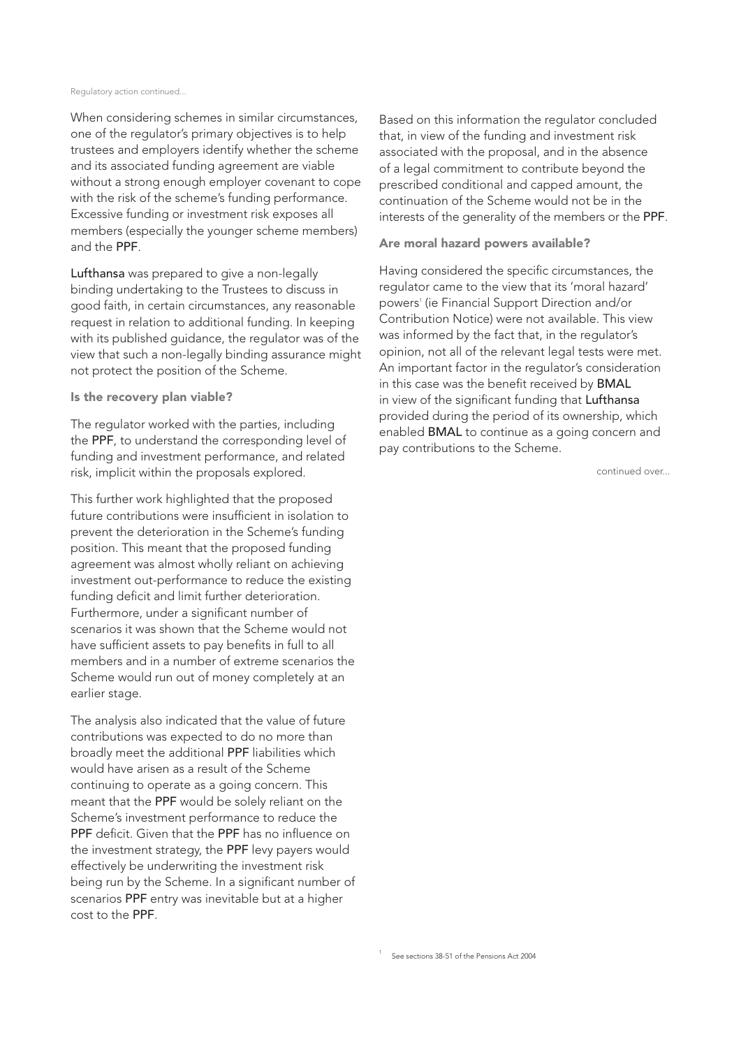When considering schemes in similar circumstances, one of the regulator's primary objectives is to help trustees and employers identify whether the scheme and its associated funding agreement are viable without a strong enough employer covenant to cope with the risk of the scheme's funding performance. Excessive funding or investment risk exposes all members (especially the younger scheme members) and the PPF.

Lufthansa was prepared to give a non-legally binding undertaking to the Trustees to discuss in good faith, in certain circumstances, any reasonable request in relation to additional funding. In keeping with its published guidance, the regulator was of the view that such a non-legally binding assurance might not protect the position of the Scheme.

### Is the recovery plan viable?

The regulator worked with the parties, including the PPF, to understand the corresponding level of funding and investment performance, and related risk, implicit within the proposals explored.

This further work highlighted that the proposed future contributions were insufficient in isolation to prevent the deterioration in the Scheme's funding position. This meant that the proposed funding agreement was almost wholly reliant on achieving investment out-performance to reduce the existing funding deficit and limit further deterioration. Furthermore, under a significant number of scenarios it was shown that the Scheme would not have sufficient assets to pay benefits in full to all members and in a number of extreme scenarios the Scheme would run out of money completely at an earlier stage.

The analysis also indicated that the value of future contributions was expected to do no more than broadly meet the additional PPF liabilities which would have arisen as a result of the Scheme continuing to operate as a going concern. This meant that the PPF would be solely reliant on the Scheme's investment performance to reduce the PPF deficit. Given that the PPF has no influence on the investment strategy, the PPF levy payers would effectively be underwriting the investment risk being run by the Scheme. In a significant number of scenarios PPF entry was inevitable but at a higher cost to the PPF.

Based on this information the regulator concluded that, in view of the funding and investment risk associated with the proposal, and in the absence of a legal commitment to contribute beyond the prescribed conditional and capped amount, the continuation of the Scheme would not be in the interests of the generality of the members or the PPF.

### Are moral hazard powers available?

Having considered the specific circumstances, the regulator came to the view that its 'moral hazard' powers[1] (ie Financial Support Direction and/or Contribution Notice) were not available. This view was informed by the fact that, in the regulator's opinion, not all of the relevant legal tests were met. An important factor in the regulator's consideration in this case was the benefit received by BMAL in view of the significant funding that Lufthansa provided during the period of its ownership, which enabled BMAL to continue as a going concern and pay contributions to the Scheme.

continued over...

[1] See sections 38-51 of the Pensions Act 2004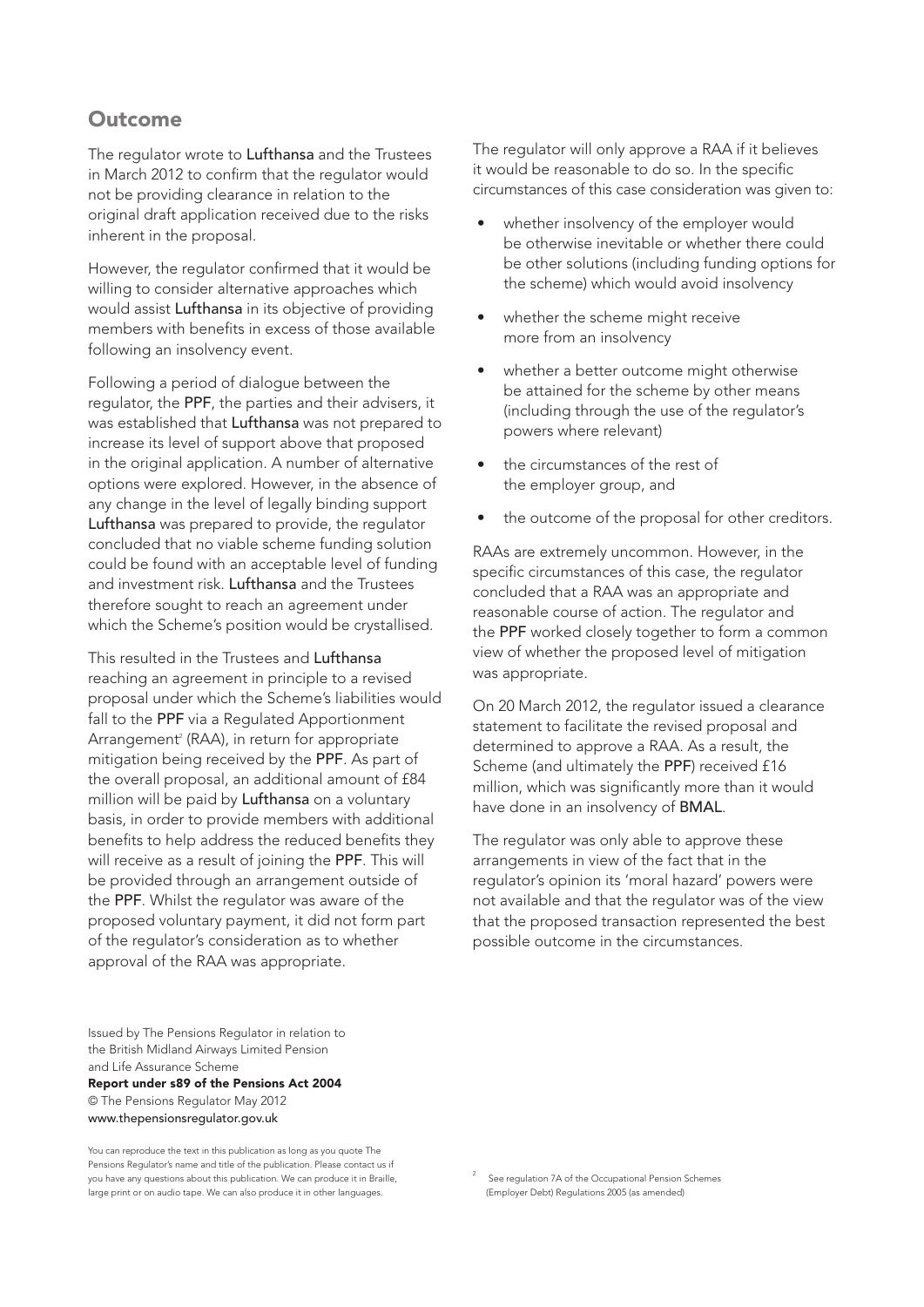## Outcome

The regulator wrote to Lufthansa and the Trustees in March 2012 to confirm that the regulator would not be providing clearance in relation to the original draft application received due to the risks inherent in the proposal.

However, the regulator confirmed that it would be willing to consider alternative approaches which would assist Lufthansa in its objective of providing members with benefits in excess of those available following an insolvency event.

Following a period of dialogue between the regulator, the PPF, the parties and their advisers, it was established that Lufthansa was not prepared to increase its level of support above that proposed in the original application. A number of alternative options were explored. However, in the absence of any change in the level of legally binding support Lufthansa was prepared to provide, the regulator concluded that no viable scheme funding solution could be found with an acceptable level of funding and investment risk. Lufthansa and the Trustees therefore sought to reach an agreement under which the Scheme's position would be crystallised.

This resulted in the Trustees and Lufthansa reaching an agreement in principle to a revised proposal under which the Scheme's liabilities would fall to the PPF via a Regulated Apportionment Arrangement[2] (RAA), in return for appropriate mitigation being received by the PPF. As part of the overall proposal, an additional amount of £84 million will be paid by Lufthansa on a voluntary basis, in order to provide members with additional benefits to help address the reduced benefits they will receive as a result of joining the PPF. This will be provided through an arrangement outside of the PPF. Whilst the regulator was aware of the proposed voluntary payment, it did not form part of the regulator's consideration as to whether approval of the RAA was appropriate.

The regulator will only approve a RAA if it believes it would be reasonable to do so. In the specific circumstances of this case consideration was given to:

- whether insolvency of the employer would be otherwise inevitable or whether there could be other solutions (including funding options for the scheme) which would avoid insolvency
- whether the scheme might receive more from an insolvency
- whether a better outcome might otherwise be attained for the scheme by other means (including through the use of the regulator's powers where relevant)
- the circumstances of the rest of the employer group, and
- the outcome of the proposal for other creditors.

RAAs are extremely uncommon. However, in the specific circumstances of this case, the regulator concluded that a RAA was an appropriate and reasonable course of action. The regulator and the PPF worked closely together to form a common view of whether the proposed level of mitigation was appropriate.

On 20 March 2012, the regulator issued a clearance statement to facilitate the revised proposal and determined to approve a RAA. As a result, the Scheme (and ultimately the PPF) received £16 million, which was significantly more than it would have done in an insolvency of BMAL.

The regulator was only able to approve these arrangements in view of the fact that in the regulator's opinion its 'moral hazard' powers were not available and that the regulator was of the view that the proposed transaction represented the best possible outcome in the circumstances.

Issued by The Pensions Regulator in relation to the British Midland Airways Limited Pension and Life Assurance Scheme
**Report under s89 of the Pensions Act 2004**
© The Pensions Regulator May 2012
www.thepensionsregulator.gov.uk

You can reproduce the text in this publication as long as you quote The Pensions Regulator's name and title of the publication. Please contact us if you have any questions about this publication. We can produce it in Braille, large print or on audio tape. We can also produce it in other languages.

[2] See regulation 7A of the Occupational Pension Schemes (Employer Debt) Regulations 2005 (as amended)